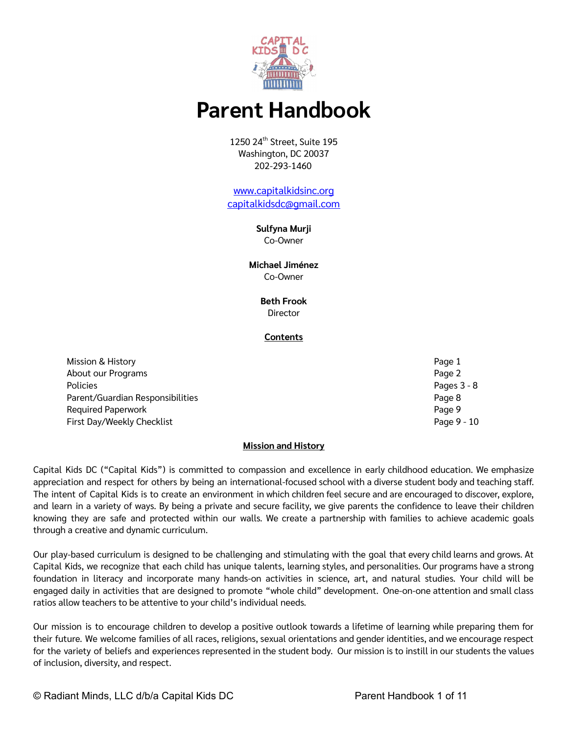# Parent Handbook

1250 24th Street, Suite 195
Washington, DC 20037
202-293-1460

[www.capitalkidsinc.org](http://www.capitalkidsinc.org)
[capitalkidsdc@gmail.com](mailto:capitalkidsdc@gmail.com)

**Sulfyna Murji**
Co-Owner

**Michael Jiménez**
Co-Owner

**Beth Frook**
Director

## Contents

| | |
|---|---|
| Mission & History | Page 1 |
| About our Programs | Page 2 |
| Policies | Pages 3 - 8 |
| Parent/Guardian Responsibilities | Page 8 |
| Required Paperwork | Page 9 |
| First Day/Weekly Checklist | Page 9 - 10 |

## Mission and History

Capital Kids DC ("Capital Kids") is committed to compassion and excellence in early childhood education. We emphasize appreciation and respect for others by being an international-focused school with a diverse student body and teaching staff. The intent of Capital Kids is to create an environment in which children feel secure and are encouraged to discover, explore, and learn in a variety of ways. By being a private and secure facility, we give parents the confidence to leave their children knowing they are safe and protected within our walls. We create a partnership with families to achieve academic goals through a creative and dynamic curriculum.

Our play-based curriculum is designed to be challenging and stimulating with the goal that every child learns and grows. At Capital Kids, we recognize that each child has unique talents, learning styles, and personalities. Our programs have a strong foundation in literacy and incorporate many hands-on activities in science, art, and natural studies. Your child will be engaged daily in activities that are designed to promote "whole child" development. One-on-one attention and small class ratios allow teachers to be attentive to your child's individual needs.

Our mission is to encourage children to develop a positive outlook towards a lifetime of learning while preparing them for their future. We welcome families of all races, religions, sexual orientations and gender identities, and we encourage respect for the variety of beliefs and experiences represented in the student body. Our mission is to instill in our students the values of inclusion, diversity, and respect.

© Radiant Minds, LLC d/b/a Capital Kids DC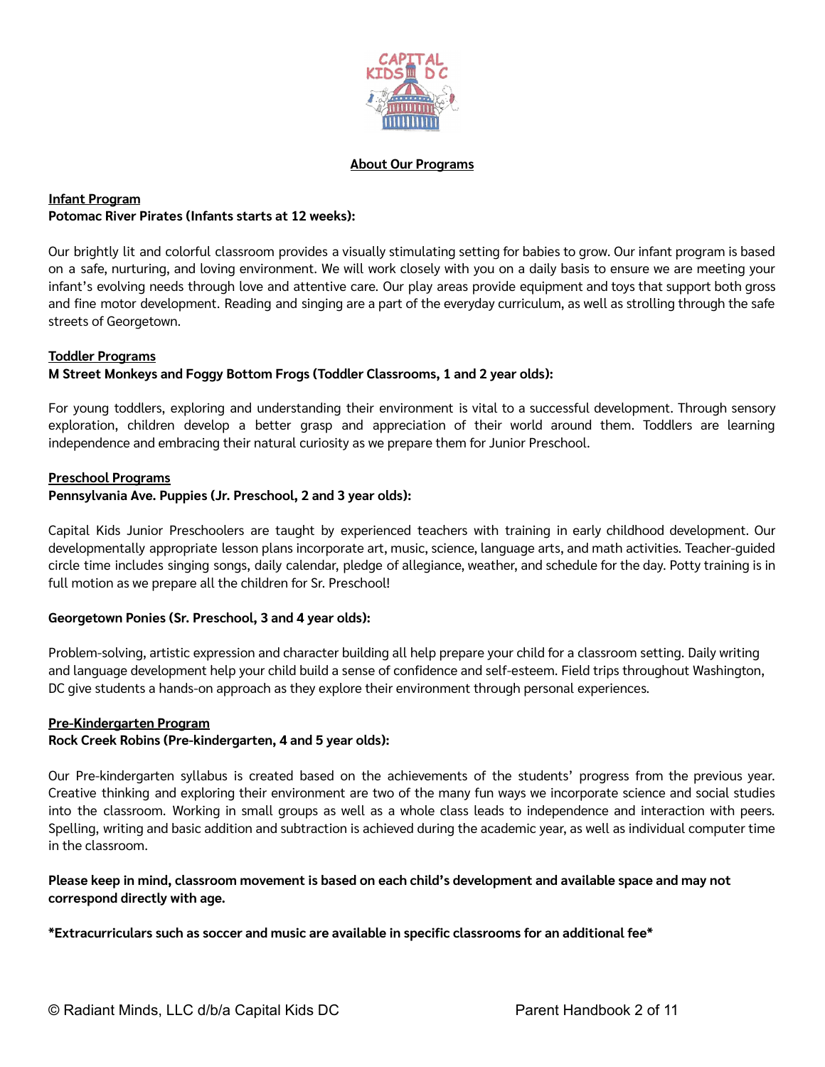## About Our Programs

### Infant Program

**Potomac River Pirates (Infants starts at 12 weeks):**

Our brightly lit and colorful classroom provides a visually stimulating setting for babies to grow. Our infant program is based on a safe, nurturing, and loving environment. We will work closely with you on a daily basis to ensure we are meeting your infant's evolving needs through love and attentive care. Our play areas provide equipment and toys that support both gross and fine motor development. Reading and singing are a part of the everyday curriculum, as well as strolling through the safe streets of Georgetown.

### Toddler Programs

**M Street Monkeys and Foggy Bottom Frogs (Toddler Classrooms, 1 and 2 year olds):**

For young toddlers, exploring and understanding their environment is vital to a successful development. Through sensory exploration, children develop a better grasp and appreciation of their world around them. Toddlers are learning independence and embracing their natural curiosity as we prepare them for Junior Preschool.

### Preschool Programs

**Pennsylvania Ave. Puppies (Jr. Preschool, 2 and 3 year olds):**

Capital Kids Junior Preschoolers are taught by experienced teachers with training in early childhood development. Our developmentally appropriate lesson plans incorporate art, music, science, language arts, and math activities. Teacher-guided circle time includes singing songs, daily calendar, pledge of allegiance, weather, and schedule for the day. Potty training is in full motion as we prepare all the children for Sr. Preschool!

**Georgetown Ponies (Sr. Preschool, 3 and 4 year olds):**

Problem-solving, artistic expression and character building all help prepare your child for a classroom setting. Daily writing and language development help your child build a sense of confidence and self-esteem. Field trips throughout Washington, DC give students a hands-on approach as they explore their environment through personal experiences.

### Pre-Kindergarten Program

**Rock Creek Robins (Pre-kindergarten, 4 and 5 year olds):**

Our Pre-kindergarten syllabus is created based on the achievements of the students' progress from the previous year. Creative thinking and exploring their environment are two of the many fun ways we incorporate science and social studies into the classroom. Working in small groups as well as a whole class leads to independence and interaction with peers. Spelling, writing and basic addition and subtraction is achieved during the academic year, as well as individual computer time in the classroom.

**Please keep in mind, classroom movement is based on each child's development and available space and may not correspond directly with age.**

**\*Extracurriculars such as soccer and music are available in specific classrooms for an additional fee\***

© Radiant Minds, LLC d/b/a Capital Kids DC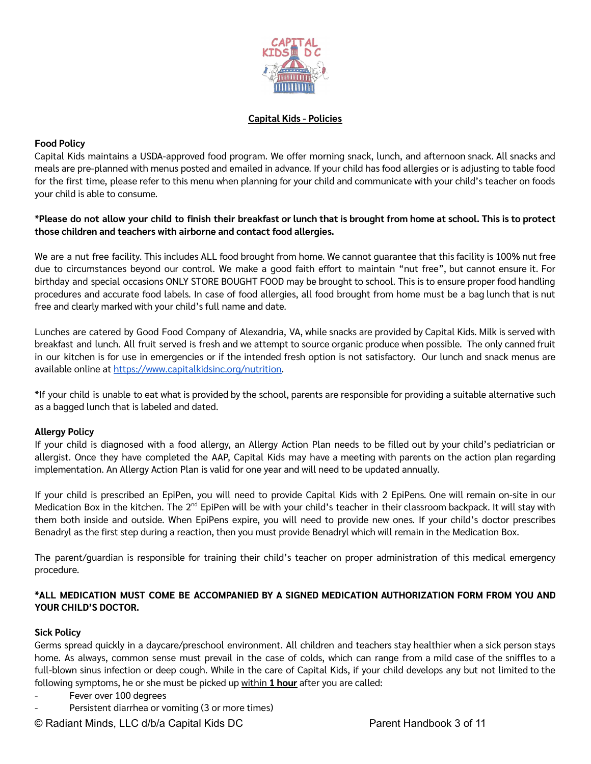## Capital Kids - Policies

**Food Policy**

Capital Kids maintains a USDA-approved food program. We offer morning snack, lunch, and afternoon snack. All snacks and meals are pre-planned with menus posted and emailed in advance. If your child has food allergies or is adjusting to table food for the first time, please refer to this menu when planning for your child and communicate with your child's teacher on foods your child is able to consume.

**\*Please do not allow your child to finish their breakfast or lunch that is brought from home at school. This is to protect those children and teachers with airborne and contact food allergies.**

We are a nut free facility. This includes ALL food brought from home. We cannot guarantee that this facility is 100% nut free due to circumstances beyond our control. We make a good faith effort to maintain "nut free", but cannot ensure it. For birthday and special occasions ONLY STORE BOUGHT FOOD may be brought to school. This is to ensure proper food handling procedures and accurate food labels. In case of food allergies, all food brought from home must be a bag lunch that is nut free and clearly marked with your child's full name and date.

Lunches are catered by Good Food Company of Alexandria, VA, while snacks are provided by Capital Kids. Milk is served with breakfast and lunch. All fruit served is fresh and we attempt to source organic produce when possible. The only canned fruit in our kitchen is for use in emergencies or if the intended fresh option is not satisfactory. Our lunch and snack menus are available online at [https://www.capitalkidsinc.org/nutrition](https://www.capitalkidsinc.org/nutrition).

*If your child is unable to eat what is provided by the school, parents are responsible for providing a suitable alternative such as a bagged lunch that is labeled and dated.

**Allergy Policy**

If your child is diagnosed with a food allergy, an Allergy Action Plan needs to be filled out by your child's pediatrician or allergist. Once they have completed the AAP, Capital Kids may have a meeting with parents on the action plan regarding implementation. An Allergy Action Plan is valid for one year and will need to be updated annually.

If your child is prescribed an EpiPen, you will need to provide Capital Kids with 2 EpiPens. One will remain on-site in our Medication Box in the kitchen. The 2nd EpiPen will be with your child's teacher in their classroom backpack. It will stay with them both inside and outside. When EpiPens expire, you will need to provide new ones. If your child's doctor prescribes Benadryl as the first step during a reaction, then you must provide Benadryl which will remain in the Medication Box.

The parent/guardian is responsible for training their child's teacher on proper administration of this medical emergency procedure.

**\*ALL MEDICATION MUST COME BE ACCOMPANIED BY A SIGNED MEDICATION AUTHORIZATION FORM FROM YOU AND YOUR CHILD'S DOCTOR.**

**Sick Policy**

Germs spread quickly in a daycare/preschool environment. All children and teachers stay healthier when a sick person stays home. As always, common sense must prevail in the case of colds, which can range from a mild case of the sniffles to a full-blown sinus infection or deep cough. While in the care of Capital Kids, if your child develops any but not limited to the following symptoms, he or she must be picked up <u>within **1 hour**</u> after you are called:

- Fever over 100 degrees
- Persistent diarrhea or vomiting (3 or more times)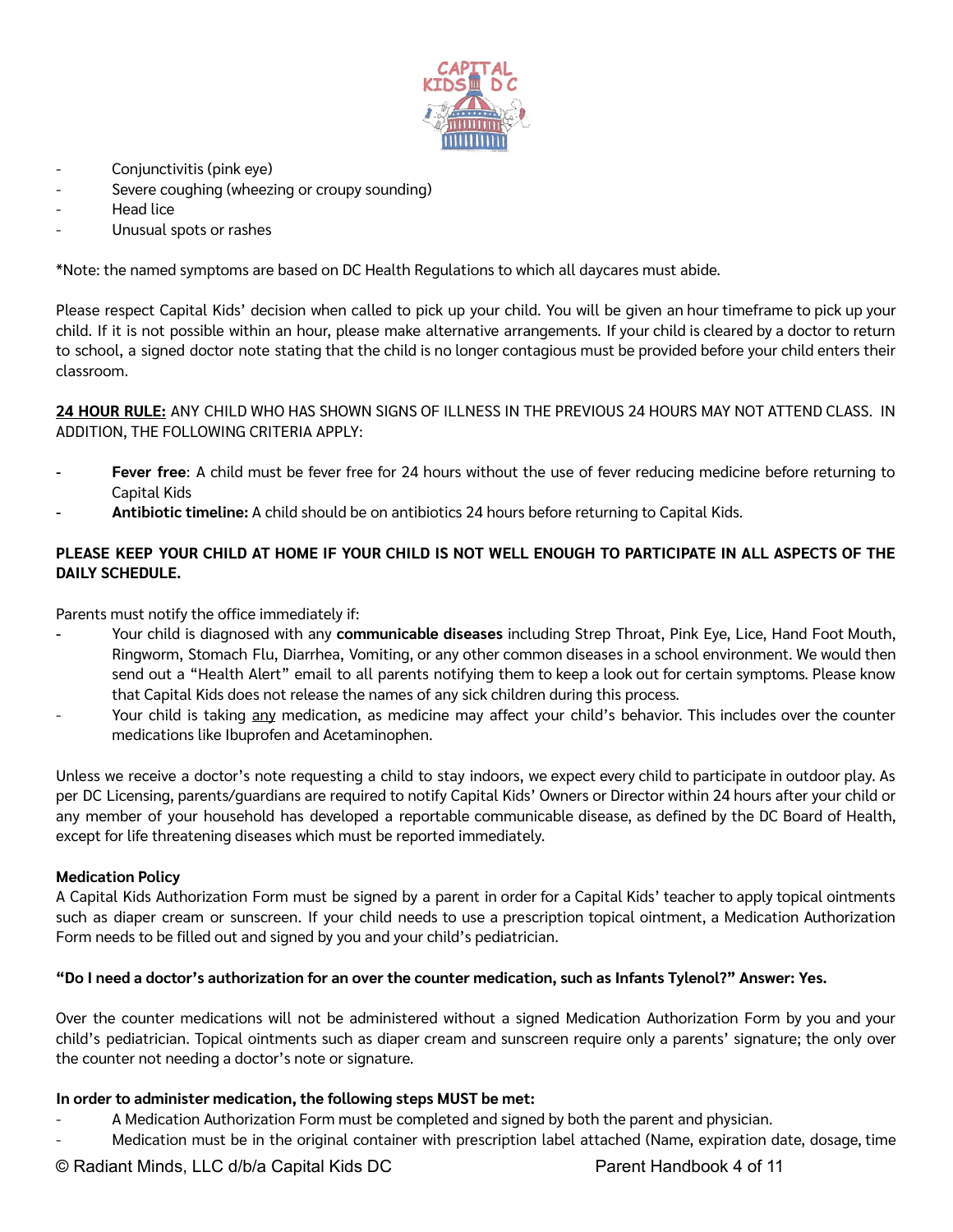- Conjunctivitis (pink eye)
- Severe coughing (wheezing or croupy sounding)
- Head lice
- Unusual spots or rashes

*Note: the named symptoms are based on DC Health Regulations to which all daycares must abide.

Please respect Capital Kids' decision when called to pick up your child. You will be given an hour timeframe to pick up your child. If it is not possible within an hour, please make alternative arrangements. If your child is cleared by a doctor to return to school, a signed doctor note stating that the child is no longer contagious must be provided before your child enters their classroom.

**24 HOUR RULE:** ANY CHILD WHO HAS SHOWN SIGNS OF ILLNESS IN THE PREVIOUS 24 HOURS MAY NOT ATTEND CLASS. IN ADDITION, THE FOLLOWING CRITERIA APPLY:

- **Fever free**: A child must be fever free for 24 hours without the use of fever reducing medicine before returning to Capital Kids
- **Antibiotic timeline:** A child should be on antibiotics 24 hours before returning to Capital Kids.

**PLEASE KEEP YOUR CHILD AT HOME IF YOUR CHILD IS NOT WELL ENOUGH TO PARTICIPATE IN ALL ASPECTS OF THE DAILY SCHEDULE.**

Parents must notify the office immediately if:

- Your child is diagnosed with any **communicable diseases** including Strep Throat, Pink Eye, Lice, Hand Foot Mouth, Ringworm, Stomach Flu, Diarrhea, Vomiting, or any other common diseases in a school environment. We would then send out a "Health Alert" email to all parents notifying them to keep a look out for certain symptoms. Please know that Capital Kids does not release the names of any sick children during this process.
- Your child is taking any medication, as medicine may affect your child's behavior. This includes over the counter medications like Ibuprofen and Acetaminophen.

Unless we receive a doctor's note requesting a child to stay indoors, we expect every child to participate in outdoor play. As per DC Licensing, parents/guardians are required to notify Capital Kids' Owners or Director within 24 hours after your child or any member of your household has developed a reportable communicable disease, as defined by the DC Board of Health, except for life threatening diseases which must be reported immediately.

**Medication Policy**

A Capital Kids Authorization Form must be signed by a parent in order for a Capital Kids' teacher to apply topical ointments such as diaper cream or sunscreen. If your child needs to use a prescription topical ointment, a Medication Authorization Form needs to be filled out and signed by you and your child's pediatrician.

**"Do I need a doctor's authorization for an over the counter medication, such as Infants Tylenol?" Answer: Yes.**

Over the counter medications will not be administered without a signed Medication Authorization Form by you and your child's pediatrician. Topical ointments such as diaper cream and sunscreen require only a parents' signature; the only over the counter not needing a doctor's note or signature.

**In order to administer medication, the following steps MUST be met:**

- A Medication Authorization Form must be completed and signed by both the parent and physician.
- Medication must be in the original container with prescription label attached (Name, expiration date, dosage, time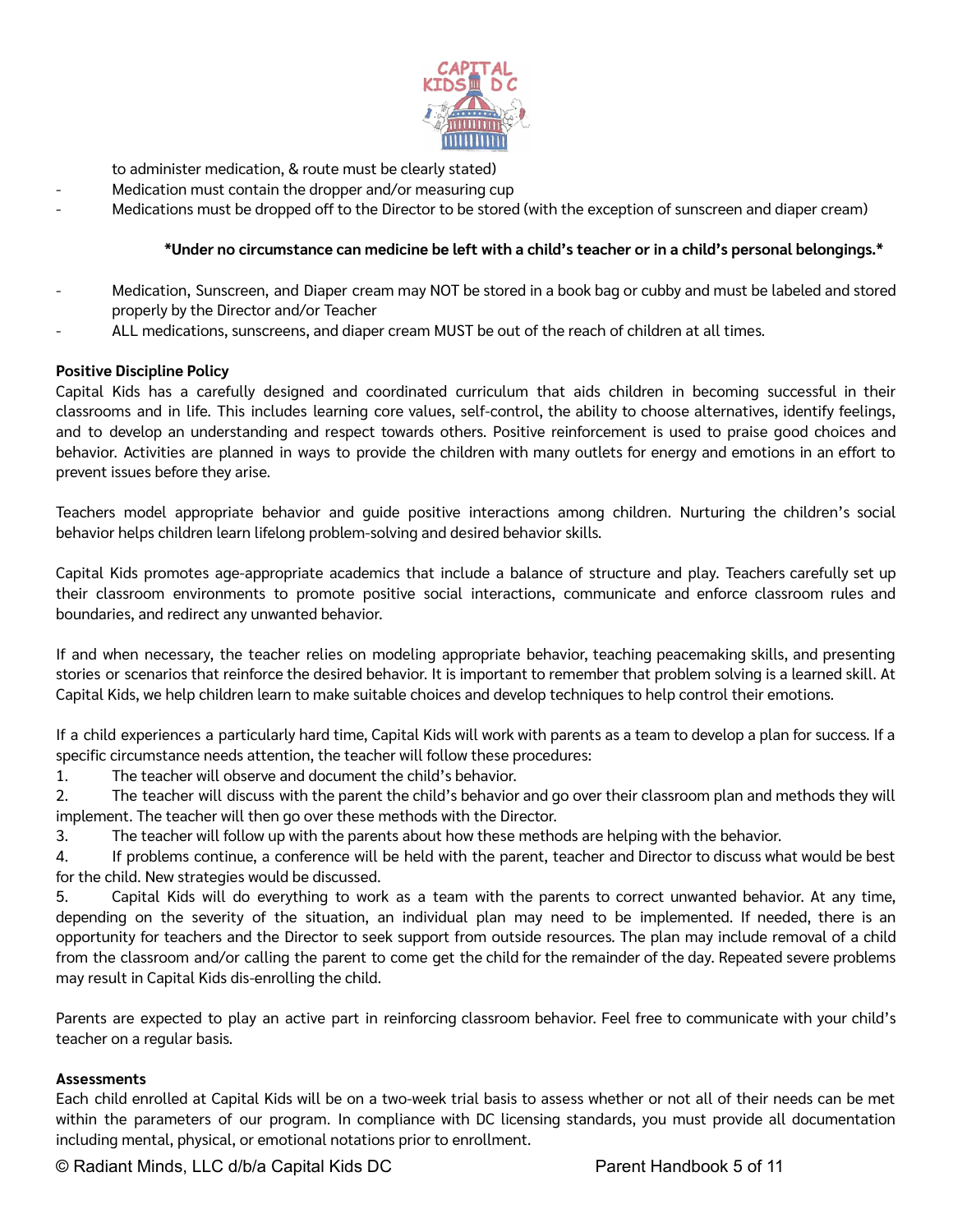to administer medication, & route must be clearly stated)

- Medication must contain the dropper and/or measuring cup
- Medications must be dropped off to the Director to be stored (with the exception of sunscreen and diaper cream)

**\*Under no circumstance can medicine be left with a child's teacher or in a child's personal belongings.\***

- Medication, Sunscreen, and Diaper cream may NOT be stored in a book bag or cubby and must be labeled and stored properly by the Director and/or Teacher
- ALL medications, sunscreens, and diaper cream MUST be out of the reach of children at all times.

**Positive Discipline Policy**

Capital Kids has a carefully designed and coordinated curriculum that aids children in becoming successful in their classrooms and in life. This includes learning core values, self-control, the ability to choose alternatives, identify feelings, and to develop an understanding and respect towards others. Positive reinforcement is used to praise good choices and behavior. Activities are planned in ways to provide the children with many outlets for energy and emotions in an effort to prevent issues before they arise.

Teachers model appropriate behavior and guide positive interactions among children. Nurturing the children's social behavior helps children learn lifelong problem-solving and desired behavior skills.

Capital Kids promotes age-appropriate academics that include a balance of structure and play. Teachers carefully set up their classroom environments to promote positive social interactions, communicate and enforce classroom rules and boundaries, and redirect any unwanted behavior.

If and when necessary, the teacher relies on modeling appropriate behavior, teaching peacemaking skills, and presenting stories or scenarios that reinforce the desired behavior. It is important to remember that problem solving is a learned skill. At Capital Kids, we help children learn to make suitable choices and develop techniques to help control their emotions.

If a child experiences a particularly hard time, Capital Kids will work with parents as a team to develop a plan for success. If a specific circumstance needs attention, the teacher will follow these procedures:

1. The teacher will observe and document the child's behavior.
2. The teacher will discuss with the parent the child's behavior and go over their classroom plan and methods they will implement. The teacher will then go over these methods with the Director.
3. The teacher will follow up with the parents about how these methods are helping with the behavior.
4. If problems continue, a conference will be held with the parent, teacher and Director to discuss what would be best for the child. New strategies would be discussed.
5. Capital Kids will do everything to work as a team with the parents to correct unwanted behavior. At any time, depending on the severity of the situation, an individual plan may need to be implemented. If needed, there is an opportunity for teachers and the Director to seek support from outside resources. The plan may include removal of a child from the classroom and/or calling the parent to come get the child for the remainder of the day. Repeated severe problems may result in Capital Kids dis-enrolling the child.

Parents are expected to play an active part in reinforcing classroom behavior. Feel free to communicate with your child's teacher on a regular basis.

**Assessments**

Each child enrolled at Capital Kids will be on a two-week trial basis to assess whether or not all of their needs can be met within the parameters of our program. In compliance with DC licensing standards, you must provide all documentation including mental, physical, or emotional notations prior to enrollment.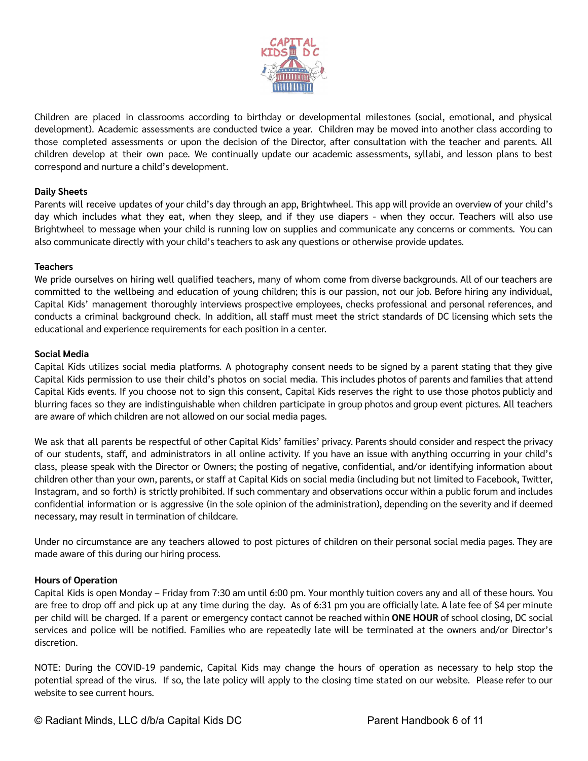Children are placed in classrooms according to birthday or developmental milestones (social, emotional, and physical development). Academic assessments are conducted twice a year. Children may be moved into another class according to those completed assessments or upon the decision of the Director, after consultation with the teacher and parents. All children develop at their own pace. We continually update our academic assessments, syllabi, and lesson plans to best correspond and nurture a child's development.

**Daily Sheets**

Parents will receive updates of your child's day through an app, Brightwheel. This app will provide an overview of your child's day which includes what they eat, when they sleep, and if they use diapers - when they occur. Teachers will also use Brightwheel to message when your child is running low on supplies and communicate any concerns or comments. You can also communicate directly with your child's teachers to ask any questions or otherwise provide updates.

**Teachers**

We pride ourselves on hiring well qualified teachers, many of whom come from diverse backgrounds. All of our teachers are committed to the wellbeing and education of young children; this is our passion, not our job. Before hiring any individual, Capital Kids' management thoroughly interviews prospective employees, checks professional and personal references, and conducts a criminal background check. In addition, all staff must meet the strict standards of DC licensing which sets the educational and experience requirements for each position in a center.

**Social Media**

Capital Kids utilizes social media platforms. A photography consent needs to be signed by a parent stating that they give Capital Kids permission to use their child's photos on social media. This includes photos of parents and families that attend Capital Kids events. If you choose not to sign this consent, Capital Kids reserves the right to use those photos publicly and blurring faces so they are indistinguishable when children participate in group photos and group event pictures. All teachers are aware of which children are not allowed on our social media pages.

We ask that all parents be respectful of other Capital Kids' families' privacy. Parents should consider and respect the privacy of our students, staff, and administrators in all online activity. If you have an issue with anything occurring in your child's class, please speak with the Director or Owners; the posting of negative, confidential, and/or identifying information about children other than your own, parents, or staff at Capital Kids on social media (including but not limited to Facebook, Twitter, Instagram, and so forth) is strictly prohibited. If such commentary and observations occur within a public forum and includes confidential information or is aggressive (in the sole opinion of the administration), depending on the severity and if deemed necessary, may result in termination of childcare.

Under no circumstance are any teachers allowed to post pictures of children on their personal social media pages. They are made aware of this during our hiring process.

**Hours of Operation**

Capital Kids is open Monday – Friday from 7:30 am until 6:00 pm. Your monthly tuition covers any and all of these hours. You are free to drop off and pick up at any time during the day. As of 6:31 pm you are officially late. A late fee of $4 per minute per child will be charged. If a parent or emergency contact cannot be reached within **ONE HOUR** of school closing, DC social services and police will be notified. Families who are repeatedly late will be terminated at the owners and/or Director's discretion.

NOTE: During the COVID-19 pandemic, Capital Kids may change the hours of operation as necessary to help stop the potential spread of the virus. If so, the late policy will apply to the closing time stated on our website. Please refer to our website to see current hours.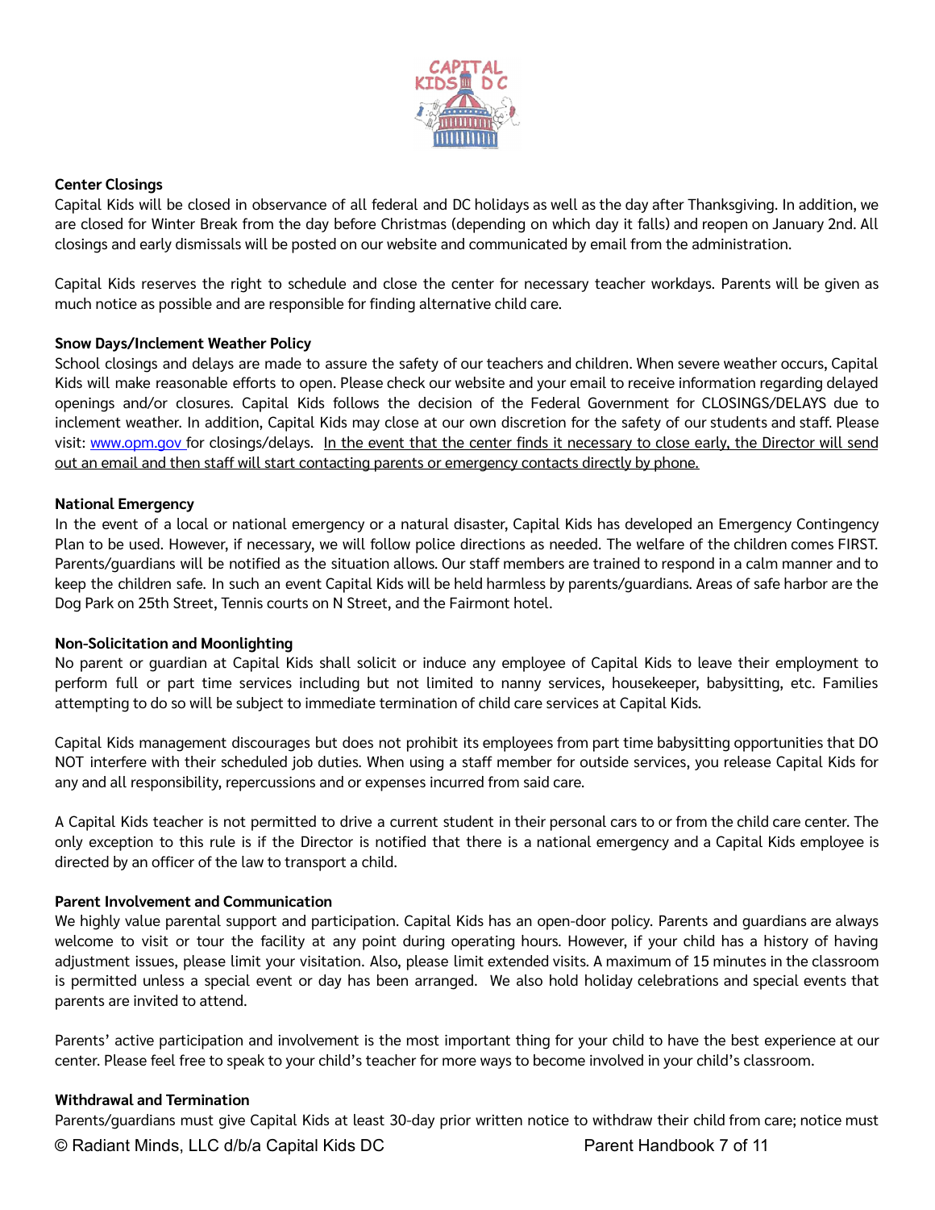### Center Closings

Capital Kids will be closed in observance of all federal and DC holidays as well as the day after Thanksgiving. In addition, we are closed for Winter Break from the day before Christmas (depending on which day it falls) and reopen on January 2nd. All closings and early dismissals will be posted on our website and communicated by email from the administration.

Capital Kids reserves the right to schedule and close the center for necessary teacher workdays. Parents will be given as much notice as possible and are responsible for finding alternative child care.

### Snow Days/Inclement Weather Policy

School closings and delays are made to assure the safety of our teachers and children. When severe weather occurs, Capital Kids will make reasonable efforts to open. Please check our website and your email to receive information regarding delayed openings and/or closures. Capital Kids follows the decision of the Federal Government for CLOSINGS/DELAYS due to inclement weather. In addition, Capital Kids may close at our own discretion for the safety of our students and staff. Please visit: [www.opm.gov](http://www.opm.gov) for closings/delays. <u>In the event that the center finds it necessary to close early, the Director will send out an email and then staff will start contacting parents or emergency contacts directly by phone.</u>

### National Emergency

In the event of a local or national emergency or a natural disaster, Capital Kids has developed an Emergency Contingency Plan to be used. However, if necessary, we will follow police directions as needed. The welfare of the children comes FIRST. Parents/guardians will be notified as the situation allows. Our staff members are trained to respond in a calm manner and to keep the children safe. In such an event Capital Kids will be held harmless by parents/guardians. Areas of safe harbor are the Dog Park on 25th Street, Tennis courts on N Street, and the Fairmont hotel.

### Non-Solicitation and Moonlighting

No parent or guardian at Capital Kids shall solicit or induce any employee of Capital Kids to leave their employment to perform full or part time services including but not limited to nanny services, housekeeper, babysitting, etc. Families attempting to do so will be subject to immediate termination of child care services at Capital Kids.

Capital Kids management discourages but does not prohibit its employees from part time babysitting opportunities that DO NOT interfere with their scheduled job duties. When using a staff member for outside services, you release Capital Kids for any and all responsibility, repercussions and or expenses incurred from said care.

A Capital Kids teacher is not permitted to drive a current student in their personal cars to or from the child care center. The only exception to this rule is if the Director is notified that there is a national emergency and a Capital Kids employee is directed by an officer of the law to transport a child.

### Parent Involvement and Communication

We highly value parental support and participation. Capital Kids has an open-door policy. Parents and guardians are always welcome to visit or tour the facility at any point during operating hours. However, if your child has a history of having adjustment issues, please limit your visitation. Also, please limit extended visits. A maximum of 15 minutes in the classroom is permitted unless a special event or day has been arranged. We also hold holiday celebrations and special events that parents are invited to attend.

Parents' active participation and involvement is the most important thing for your child to have the best experience at our center. Please feel free to speak to your child's teacher for more ways to become involved in your child's classroom.

### Withdrawal and Termination

Parents/guardians must give Capital Kids at least 30-day prior written notice to withdraw their child from care; notice must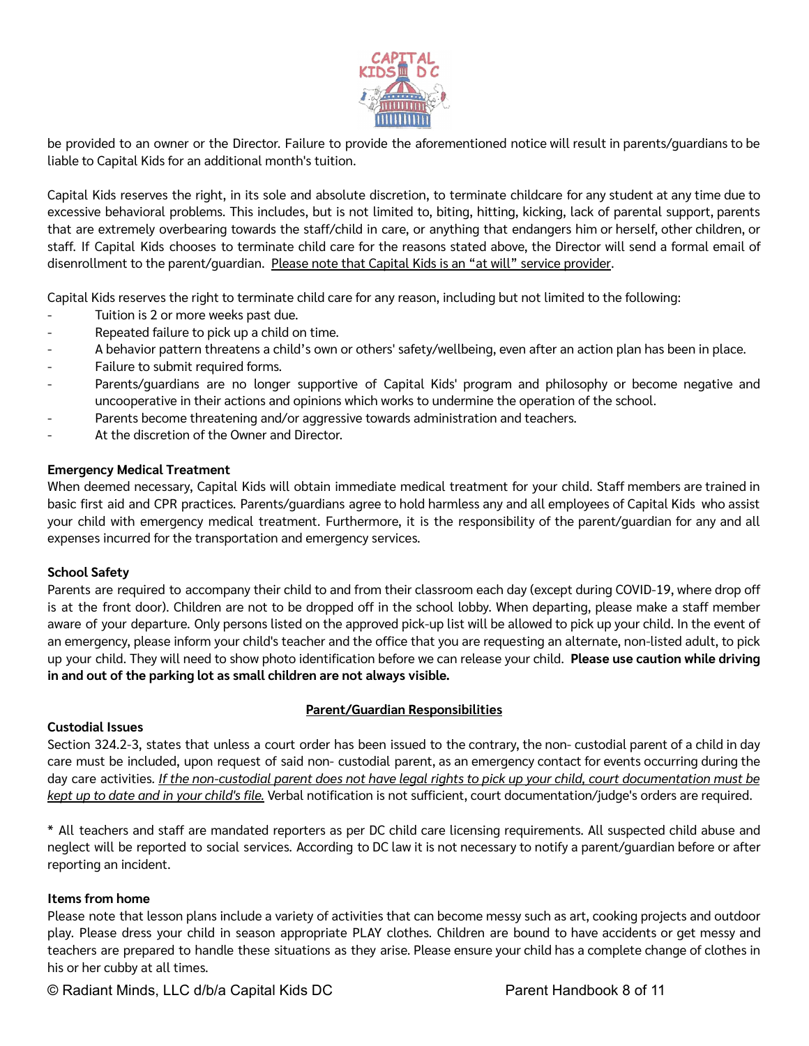be provided to an owner or the Director. Failure to provide the aforementioned notice will result in parents/guardians to be liable to Capital Kids for an additional month's tuition.

Capital Kids reserves the right, in its sole and absolute discretion, to terminate childcare for any student at any time due to excessive behavioral problems. This includes, but is not limited to, biting, hitting, kicking, lack of parental support, parents that are extremely overbearing towards the staff/child in care, or anything that endangers him or herself, other children, or staff. If Capital Kids chooses to terminate child care for the reasons stated above, the Director will send a formal email of disenrollment to the parent/guardian. <u>Please note that Capital Kids is an "at will" service provider</u>.

Capital Kids reserves the right to terminate child care for any reason, including but not limited to the following:

- Tuition is 2 or more weeks past due.
- Repeated failure to pick up a child on time.
- A behavior pattern threatens a child's own or others' safety/wellbeing, even after an action plan has been in place.
- Failure to submit required forms.
- Parents/guardians are no longer supportive of Capital Kids' program and philosophy or become negative and uncooperative in their actions and opinions which works to undermine the operation of the school.
- Parents become threatening and/or aggressive towards administration and teachers.
- At the discretion of the Owner and Director.

**Emergency Medical Treatment**

When deemed necessary, Capital Kids will obtain immediate medical treatment for your child. Staff members are trained in basic first aid and CPR practices. Parents/guardians agree to hold harmless any and all employees of Capital Kids who assist your child with emergency medical treatment. Furthermore, it is the responsibility of the parent/guardian for any and all expenses incurred for the transportation and emergency services.

**School Safety**

Parents are required to accompany their child to and from their classroom each day (except during COVID-19, where drop off is at the front door). Children are not to be dropped off in the school lobby. When departing, please make a staff member aware of your departure. Only persons listed on the approved pick-up list will be allowed to pick up your child. In the event of an emergency, please inform your child's teacher and the office that you are requesting an alternate, non-listed adult, to pick up your child. They will need to show photo identification before we can release your child. **Please use caution while driving in and out of the parking lot as small children are not always visible.**

## <u>Parent/Guardian Responsibilities</u>

**Custodial Issues**

Section 324.2-3, states that unless a court order has been issued to the contrary, the non- custodial parent of a child in day care must be included, upon request of said non- custodial parent, as an emergency contact for events occurring during the day care activities. <u>*If the non-custodial parent does not have legal rights to pick up your child, court documentation must be kept up to date and in your child's file.*</u> Verbal notification is not sufficient, court documentation/judge's orders are required.

* All teachers and staff are mandated reporters as per DC child care licensing requirements. All suspected child abuse and neglect will be reported to social services. According to DC law it is not necessary to notify a parent/guardian before or after reporting an incident.

**Items from home**

Please note that lesson plans include a variety of activities that can become messy such as art, cooking projects and outdoor play. Please dress your child in season appropriate PLAY clothes. Children are bound to have accidents or get messy and teachers are prepared to handle these situations as they arise. Please ensure your child has a complete change of clothes in his or her cubby at all times.

© Radiant Minds, LLC d/b/a Capital Kids DC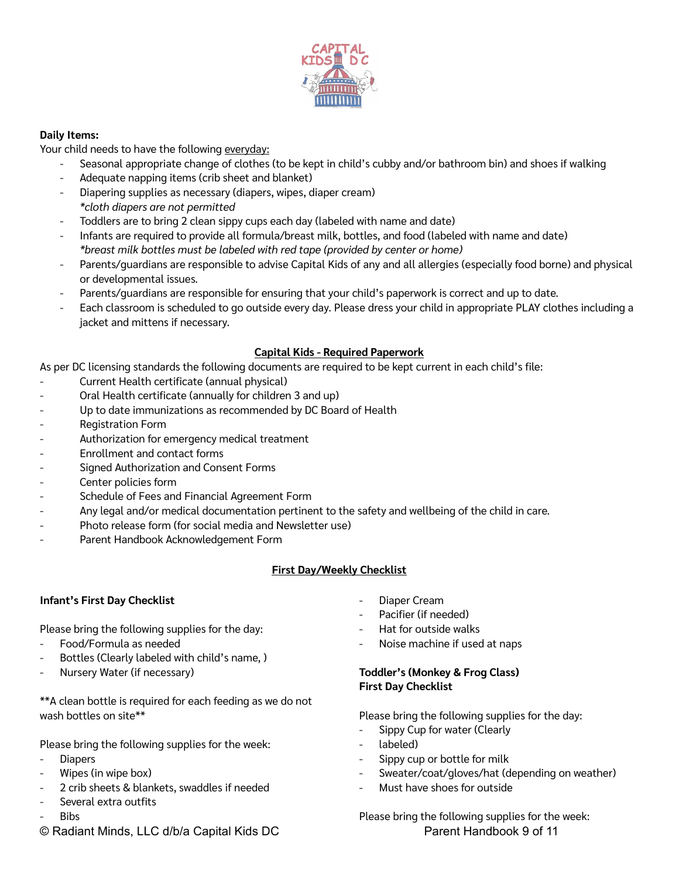**Daily Items:**

Your child needs to have the following everyday:

- Seasonal appropriate change of clothes (to be kept in child's cubby and/or bathroom bin) and shoes if walking
- Adequate napping items (crib sheet and blanket)
- Diapering supplies as necessary (diapers, wipes, diaper cream)
  *\*cloth diapers are not permitted*
- Toddlers are to bring 2 clean sippy cups each day (labeled with name and date)
- Infants are required to provide all formula/breast milk, bottles, and food (labeled with name and date)
  *\*breast milk bottles must be labeled with red tape (provided by center or home)*
- Parents/guardians are responsible to advise Capital Kids of any and all allergies (especially food borne) and physical or developmental issues.
- Parents/guardians are responsible for ensuring that your child's paperwork is correct and up to date.
- Each classroom is scheduled to go outside every day. Please dress your child in appropriate PLAY clothes including a jacket and mittens if necessary.

## Capital Kids - Required Paperwork

As per DC licensing standards the following documents are required to be kept current in each child's file:

- Current Health certificate (annual physical)
- Oral Health certificate (annually for children 3 and up)
- Up to date immunizations as recommended by DC Board of Health
- Registration Form
- Authorization for emergency medical treatment
- Enrollment and contact forms
- Signed Authorization and Consent Forms
- Center policies form
- Schedule of Fees and Financial Agreement Form
- Any legal and/or medical documentation pertinent to the safety and wellbeing of the child in care.
- Photo release form (for social media and Newsletter use)
- Parent Handbook Acknowledgement Form

## First Day/Weekly Checklist

**Infant's First Day Checklist**

Please bring the following supplies for the day:

- Food/Formula as needed
- Bottles (Clearly labeled with child's name, )
- Nursery Water (if necessary)

\*\*A clean bottle is required for each feeding as we do not wash bottles on site\*\*

Please bring the following supplies for the week:

- Diapers
- Wipes (in wipe box)
- 2 crib sheets & blankets, swaddles if needed
- Several extra outfits
- Bibs
- Diaper Cream
- Pacifier (if needed)
- Hat for outside walks
- Noise machine if used at naps

**Toddler's (Monkey & Frog Class)**
**First Day Checklist**

Please bring the following supplies for the day:

- Sippy Cup for water (Clearly
- labeled)
- Sippy cup or bottle for milk
- Sweater/coat/gloves/hat (depending on weather)
- Must have shoes for outside

Please bring the following supplies for the week: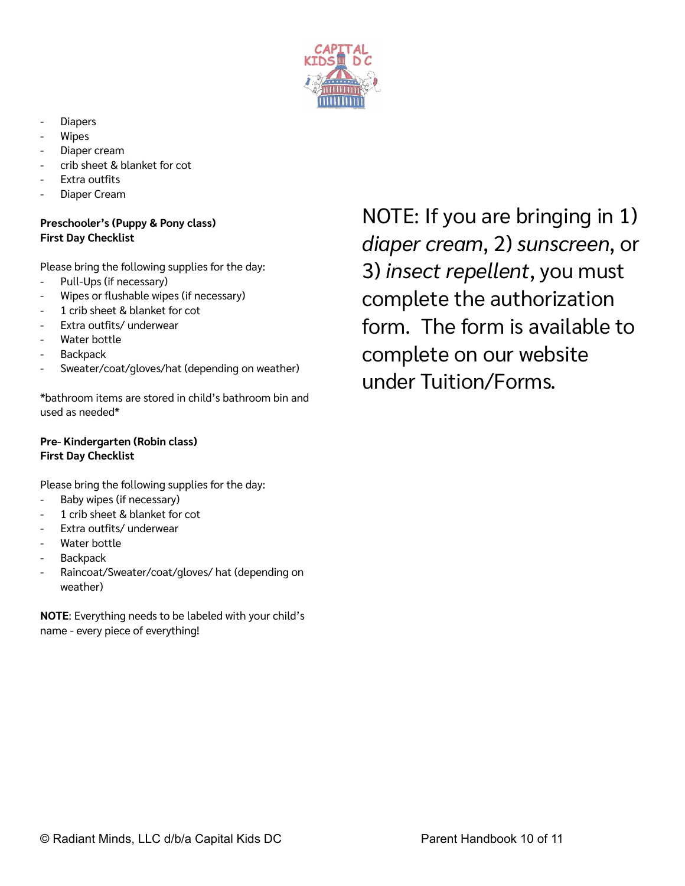- Diapers
- Wipes
- Diaper cream
- crib sheet & blanket for cot
- Extra outfits
- Diaper Cream

**Preschooler's (Puppy & Pony class)**
**First Day Checklist**

Please bring the following supplies for the day:

- Pull-Ups (if necessary)
- Wipes or flushable wipes (if necessary)
- 1 crib sheet & blanket for cot
- Extra outfits/ underwear
- Water bottle
- Backpack
- Sweater/coat/gloves/hat (depending on weather)

*bathroom items are stored in child's bathroom bin and used as needed*

**Pre- Kindergarten (Robin class)**
**First Day Checklist**

Please bring the following supplies for the day:

- Baby wipes (if necessary)
- 1 crib sheet & blanket for cot
- Extra outfits/ underwear
- Water bottle
- Backpack
- Raincoat/Sweater/coat/gloves/ hat (depending on weather)

**NOTE**: Everything needs to be labeled with your child's name - every piece of everything!

NOTE: If you are bringing in 1) *diaper cream*, 2) *sunscreen*, or 3) *insect repellent*, you must complete the authorization form. The form is available to complete on our website under Tuition/Forms.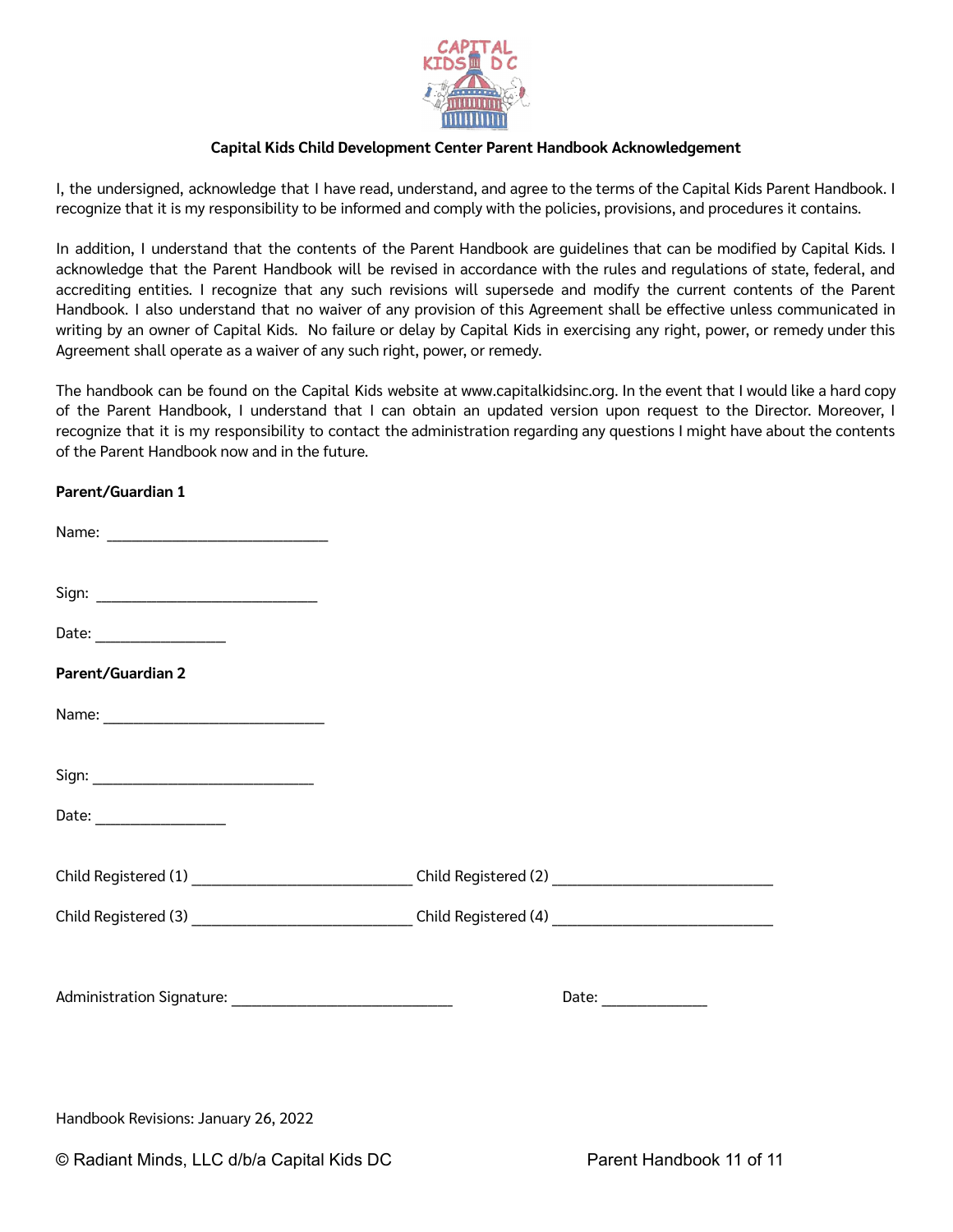**Capital Kids Child Development Center Parent Handbook Acknowledgement**

I, the undersigned, acknowledge that I have read, understand, and agree to the terms of the Capital Kids Parent Handbook. I recognize that it is my responsibility to be informed and comply with the policies, provisions, and procedures it contains.

In addition, I understand that the contents of the Parent Handbook are guidelines that can be modified by Capital Kids. I acknowledge that the Parent Handbook will be revised in accordance with the rules and regulations of state, federal, and accrediting entities. I recognize that any such revisions will supersede and modify the current contents of the Parent Handbook. I also understand that no waiver of any provision of this Agreement shall be effective unless communicated in writing by an owner of Capital Kids. No failure or delay by Capital Kids in exercising any right, power, or remedy under this Agreement shall operate as a waiver of any such right, power, or remedy.

The handbook can be found on the Capital Kids website at www.capitalkidsinc.org. In the event that I would like a hard copy of the Parent Handbook, I understand that I can obtain an updated version upon request to the Director. Moreover, I recognize that it is my responsibility to contact the administration regarding any questions I might have about the contents of the Parent Handbook now and in the future.

**Parent/Guardian 1**

Name: ____________________________

Sign: ____________________________

Date: ________________

**Parent/Guardian 2**

Name: ____________________________

Sign: ____________________________

Date: ________________

Child Registered (1) ____________________________ Child Registered (2) ____________________________

Child Registered (3) ____________________________ Child Registered (4) ____________________________

Administration Signature: ____________________________ Date: _____________

Handbook Revisions: January 26, 2022

© Radiant Minds, LLC d/b/a Capital Kids DC